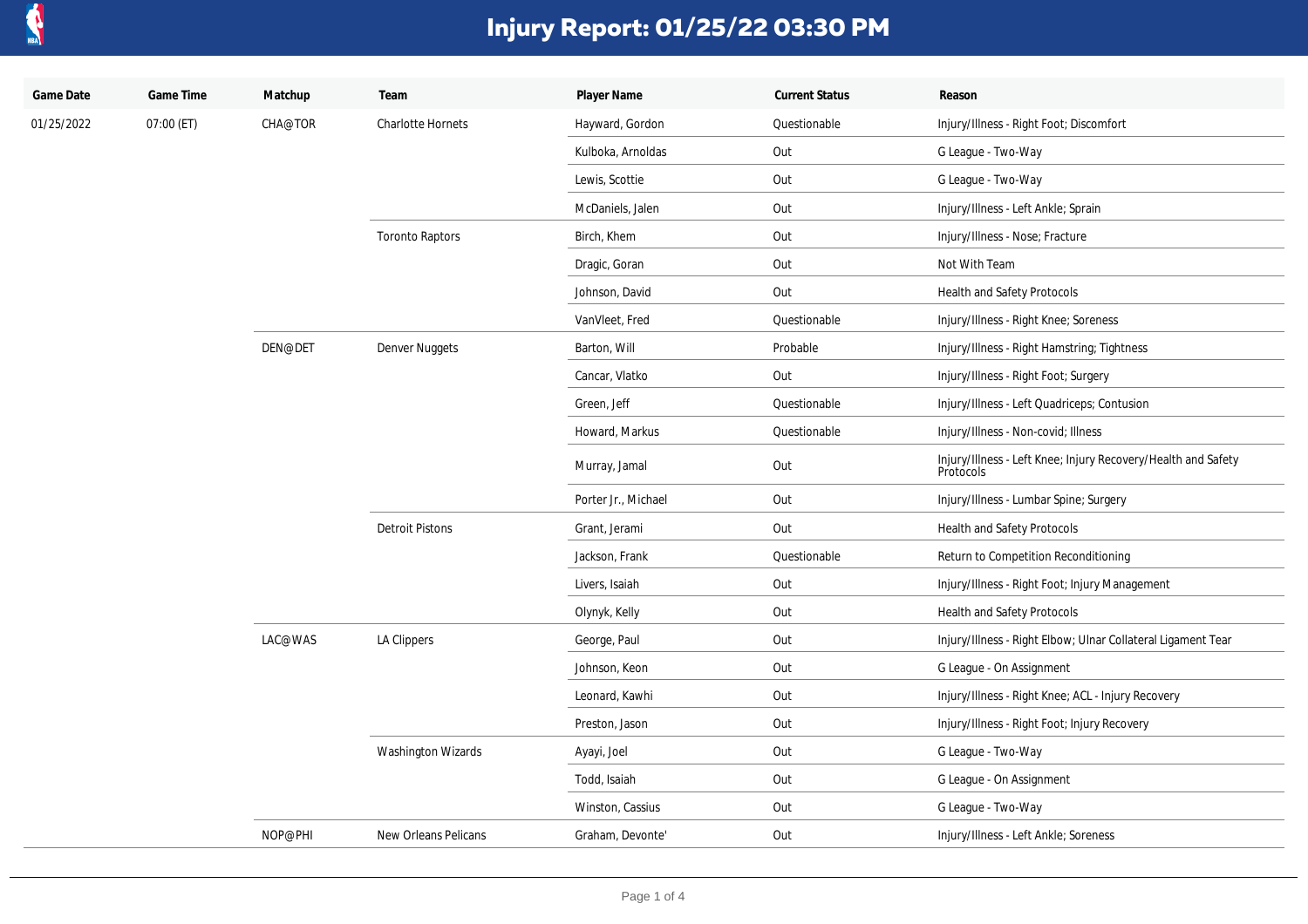# Injury Report: 01/25/22 03:30 PM

| Game Date | Game Time | Matchup | Team | Player Name | Current Status | Reason |
|---|---|---|---|---|---|---|
| 01/25/2022 | 07:00 (ET) | CHA@TOR | Charlotte Hornets | Hayward, Gordon | Questionable | Injury/Illness - Right Foot; Discomfort |
| | | | | Kulboka, Arnoldas | Out | G League - Two-Way |
| | | | | Lewis, Scottie | Out | G League - Two-Way |
| | | | | McDaniels, Jalen | Out | Injury/Illness - Left Ankle; Sprain |
| | | | Toronto Raptors | Birch, Khem | Out | Injury/Illness - Nose; Fracture |
| | | | | Dragic, Goran | Out | Not With Team |
| | | | | Johnson, David | Out | Health and Safety Protocols |
| | | | | VanVleet, Fred | Questionable | Injury/Illness - Right Knee; Soreness |
| | | DEN@DET | Denver Nuggets | Barton, Will | Probable | Injury/Illness - Right Hamstring; Tightness |
| | | | | Cancar, Vlatko | Out | Injury/Illness - Right Foot; Surgery |
| | | | | Green, Jeff | Questionable | Injury/Illness - Left Quadriceps; Contusion |
| | | | | Howard, Markus | Questionable | Injury/Illness - Non-covid; Illness |
| | | | | Murray, Jamal | Out | Injury/Illness - Left Knee; Injury Recovery/Health and Safety Protocols |
| | | | | Porter Jr., Michael | Out | Injury/Illness - Lumbar Spine; Surgery |
| | | | Detroit Pistons | Grant, Jerami | Out | Health and Safety Protocols |
| | | | | Jackson, Frank | Questionable | Return to Competition Reconditioning |
| | | | | Livers, Isaiah | Out | Injury/Illness - Right Foot; Injury Management |
| | | | | Olynyk, Kelly | Out | Health and Safety Protocols |
| | | LAC@WAS | LA Clippers | George, Paul | Out | Injury/Illness - Right Elbow; Ulnar Collateral Ligament Tear |
| | | | | Johnson, Keon | Out | G League - On Assignment |
| | | | | Leonard, Kawhi | Out | Injury/Illness - Right Knee; ACL - Injury Recovery |
| | | | | Preston, Jason | Out | Injury/Illness - Right Foot; Injury Recovery |
| | | | Washington Wizards | Ayayi, Joel | Out | G League - Two-Way |
| | | | | Todd, Isaiah | Out | G League - On Assignment |
| | | | | Winston, Cassius | Out | G League - Two-Way |
| | | NOP@PHI | New Orleans Pelicans | Graham, Devonte' | Out | Injury/Illness - Left Ankle; Soreness |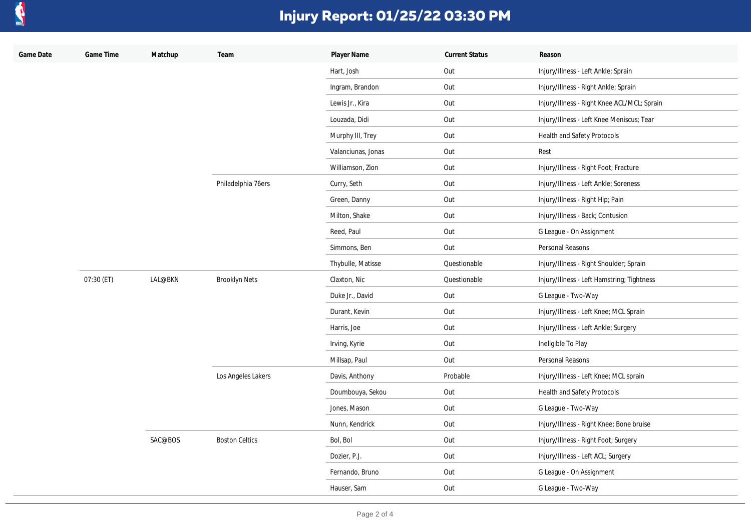# Injury Report: 01/25/22 03:30 PM

| Game Date | Game Time | Matchup | Team | Player Name | Current Status | Reason |
|---|---|---|---|---|---|---|
| | | | | Hart, Josh | Out | Injury/Illness - Left Ankle; Sprain |
| | | | | Ingram, Brandon | Out | Injury/Illness - Right Ankle; Sprain |
| | | | | Lewis Jr., Kira | Out | Injury/Illness - Right Knee ACL/MCL; Sprain |
| | | | | Louzada, Didi | Out | Injury/Illness - Left Knee Meniscus; Tear |
| | | | | Murphy III, Trey | Out | Health and Safety Protocols |
| | | | | Valanciunas, Jonas | Out | Rest |
| | | | | Williamson, Zion | Out | Injury/Illness - Right Foot; Fracture |
| | | | Philadelphia 76ers | Curry, Seth | Out | Injury/Illness - Left Ankle; Soreness |
| | | | | Green, Danny | Out | Injury/Illness - Right Hip; Pain |
| | | | | Milton, Shake | Out | Injury/Illness - Back; Contusion |
| | | | | Reed, Paul | Out | G League - On Assignment |
| | | | | Simmons, Ben | Out | Personal Reasons |
| | | | | Thybulle, Matisse | Questionable | Injury/Illness - Right Shoulder; Sprain |
| | 07:30 (ET) | LAL@BKN | Brooklyn Nets | Claxton, Nic | Questionable | Injury/Illness - Left Hamstring; Tightness |
| | | | | Duke Jr., David | Out | G League - Two-Way |
| | | | | Durant, Kevin | Out | Injury/Illness - Left Knee; MCL Sprain |
| | | | | Harris, Joe | Out | Injury/Illness - Left Ankle; Surgery |
| | | | | Irving, Kyrie | Out | Ineligible To Play |
| | | | | Millsap, Paul | Out | Personal Reasons |
| | | | Los Angeles Lakers | Davis, Anthony | Probable | Injury/Illness - Left Knee; MCL sprain |
| | | | | Doumbouya, Sekou | Out | Health and Safety Protocols |
| | | | | Jones, Mason | Out | G League - Two-Way |
| | | | | Nunn, Kendrick | Out | Injury/Illness - Right Knee; Bone bruise |
| | | SAC@BOS | Boston Celtics | Bol, Bol | Out | Injury/Illness - Right Foot; Surgery |
| | | | | Dozier, P.J. | Out | Injury/Illness - Left ACL; Surgery |
| | | | | Fernando, Bruno | Out | G League - On Assignment |
| | | | | Hauser, Sam | Out | G League - Two-Way |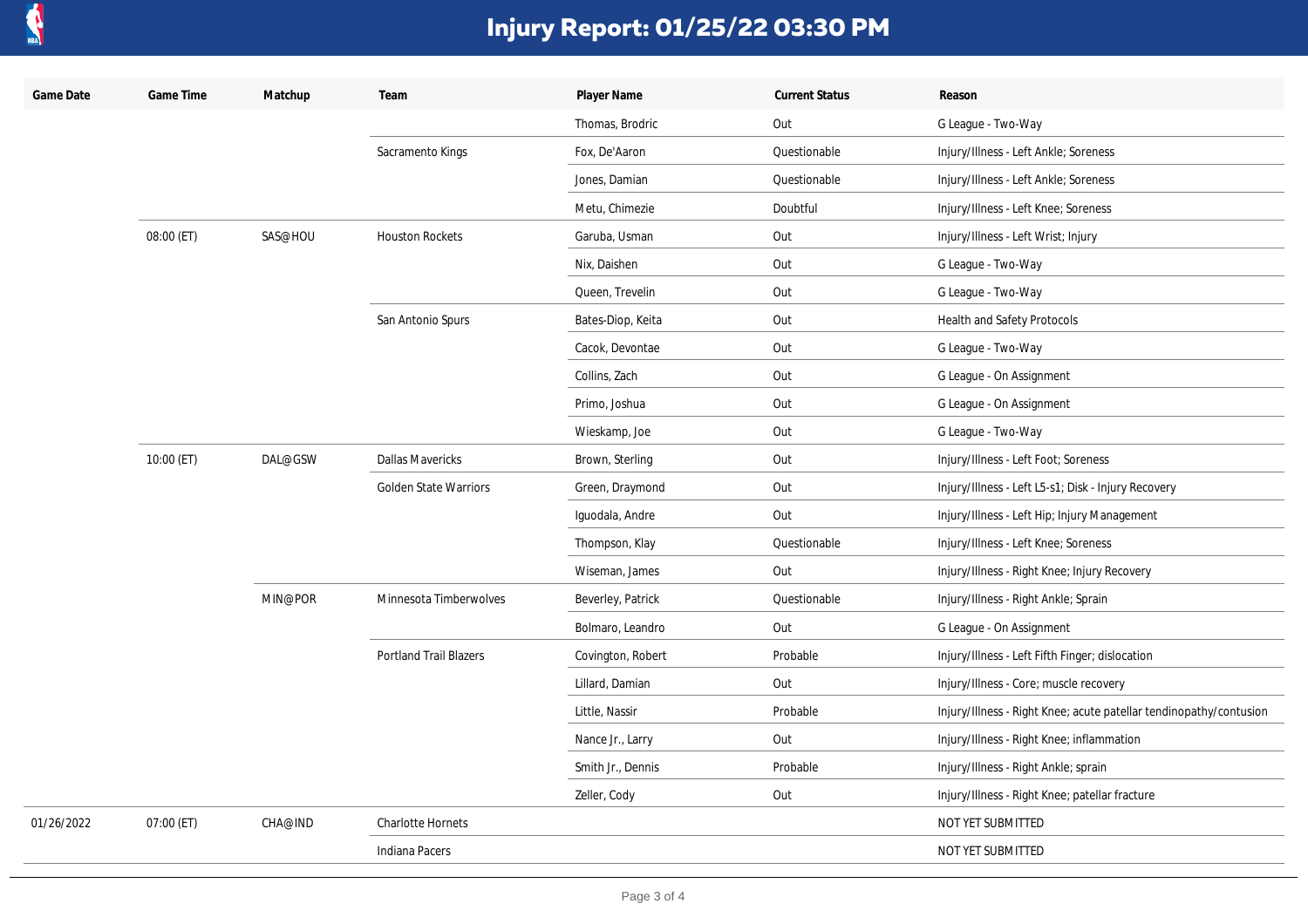# Injury Report: 01/25/22 03:30 PM

| Game Date | Game Time | Matchup | Team | Player Name | Current Status | Reason |
|---|---|---|---|---|---|---|
| | | | | Thomas, Brodric | Out | G League - Two-Way |
| | | | Sacramento Kings | Fox, De'Aaron | Questionable | Injury/Illness - Left Ankle; Soreness |
| | | | | Jones, Damian | Questionable | Injury/Illness - Left Ankle; Soreness |
| | | | | Metu, Chimezie | Doubtful | Injury/Illness - Left Knee; Soreness |
| | 08:00 (ET) | SAS@HOU | Houston Rockets | Garuba, Usman | Out | Injury/Illness - Left Wrist; Injury |
| | | | | Nix, Daishen | Out | G League - Two-Way |
| | | | | Queen, Trevelin | Out | G League - Two-Way |
| | | | San Antonio Spurs | Bates-Diop, Keita | Out | Health and Safety Protocols |
| | | | | Cacok, Devontae | Out | G League - Two-Way |
| | | | | Collins, Zach | Out | G League - On Assignment |
| | | | | Primo, Joshua | Out | G League - On Assignment |
| | | | | Wieskamp, Joe | Out | G League - Two-Way |
| | 10:00 (ET) | DAL@GSW | Dallas Mavericks | Brown, Sterling | Out | Injury/Illness - Left Foot; Soreness |
| | | | Golden State Warriors | Green, Draymond | Out | Injury/Illness - Left L5-s1; Disk - Injury Recovery |
| | | | | Iguodala, Andre | Out | Injury/Illness - Left Hip; Injury Management |
| | | | | Thompson, Klay | Questionable | Injury/Illness - Left Knee; Soreness |
| | | | | Wiseman, James | Out | Injury/Illness - Right Knee; Injury Recovery |
| | | MIN@POR | Minnesota Timberwolves | Beverley, Patrick | Questionable | Injury/Illness - Right Ankle; Sprain |
| | | | | Bolmaro, Leandro | Out | G League - On Assignment |
| | | | Portland Trail Blazers | Covington, Robert | Probable | Injury/Illness - Left Fifth Finger; dislocation |
| | | | | Lillard, Damian | Out | Injury/Illness - Core; muscle recovery |
| | | | | Little, Nassir | Probable | Injury/Illness - Right Knee; acute patellar tendinopathy/contusion |
| | | | | Nance Jr., Larry | Out | Injury/Illness - Right Knee; inflammation |
| | | | | Smith Jr., Dennis | Probable | Injury/Illness - Right Ankle; sprain |
| | | | | Zeller, Cody | Out | Injury/Illness - Right Knee; patellar fracture |
| 01/26/2022 | 07:00 (ET) | CHA@IND | Charlotte Hornets | | | NOT YET SUBMITTED |
| | | | Indiana Pacers | | | NOT YET SUBMITTED |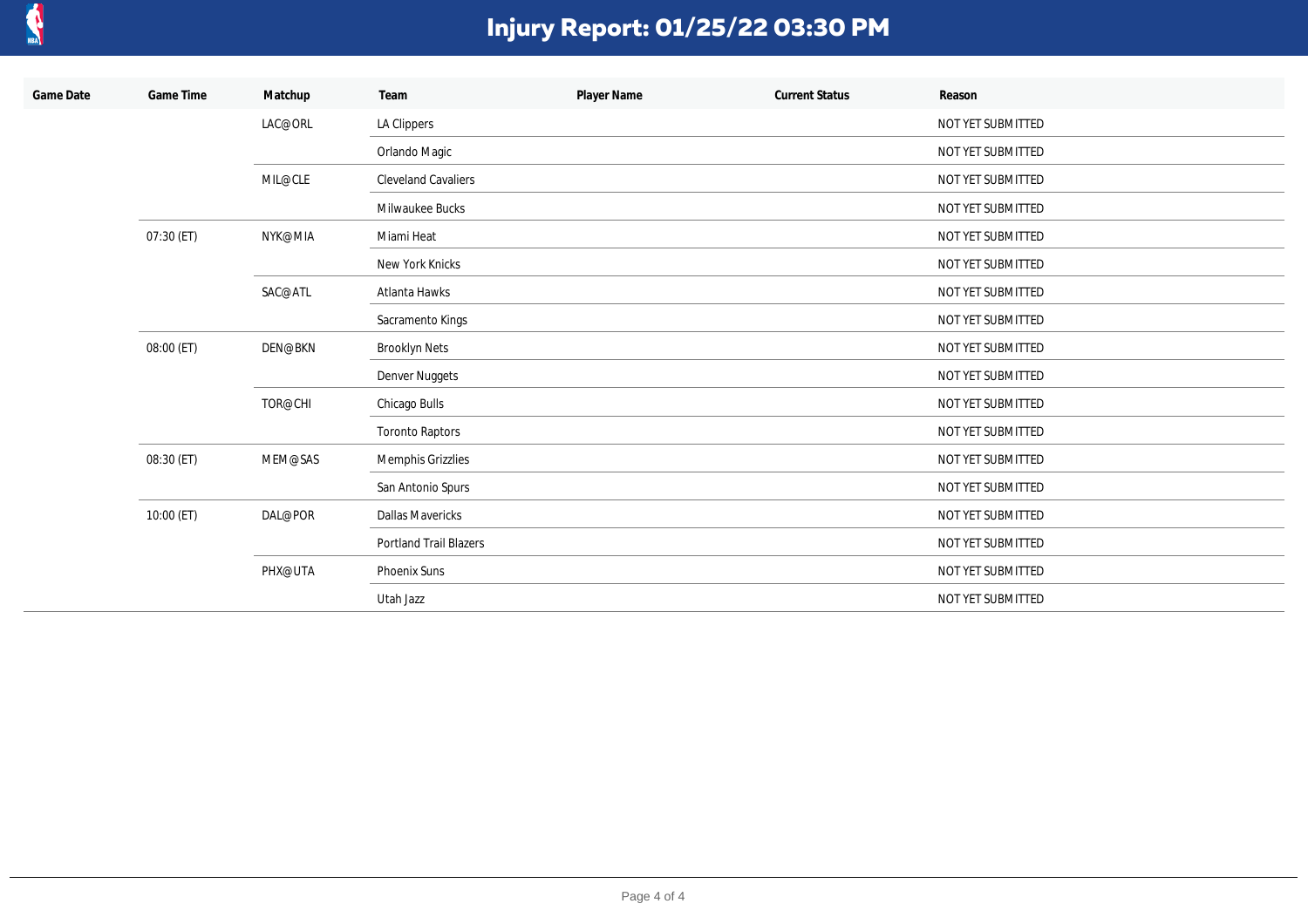# Injury Report: 01/25/22 03:30 PM

| Game Date | Game Time | Matchup | Team | Player Name | Current Status | Reason |
| --- | --- | --- | --- | --- | --- | --- |
| | | LAC@ORL | LA Clippers | | | NOT YET SUBMITTED |
| | | | Orlando Magic | | | NOT YET SUBMITTED |
| | | MIL@CLE | Cleveland Cavaliers | | | NOT YET SUBMITTED |
| | | | Milwaukee Bucks | | | NOT YET SUBMITTED |
| | 07:30 (ET) | NYK@MIA | Miami Heat | | | NOT YET SUBMITTED |
| | | | New York Knicks | | | NOT YET SUBMITTED |
| | | SAC@ATL | Atlanta Hawks | | | NOT YET SUBMITTED |
| | | | Sacramento Kings | | | NOT YET SUBMITTED |
| | 08:00 (ET) | DEN@BKN | Brooklyn Nets | | | NOT YET SUBMITTED |
| | | | Denver Nuggets | | | NOT YET SUBMITTED |
| | | TOR@CHI | Chicago Bulls | | | NOT YET SUBMITTED |
| | | | Toronto Raptors | | | NOT YET SUBMITTED |
| | 08:30 (ET) | MEM@SAS | Memphis Grizzlies | | | NOT YET SUBMITTED |
| | | | San Antonio Spurs | | | NOT YET SUBMITTED |
| | 10:00 (ET) | DAL@POR | Dallas Mavericks | | | NOT YET SUBMITTED |
| | | | Portland Trail Blazers | | | NOT YET SUBMITTED |
| | | PHX@UTA | Phoenix Suns | | | NOT YET SUBMITTED |
| | | | Utah Jazz | | | NOT YET SUBMITTED |